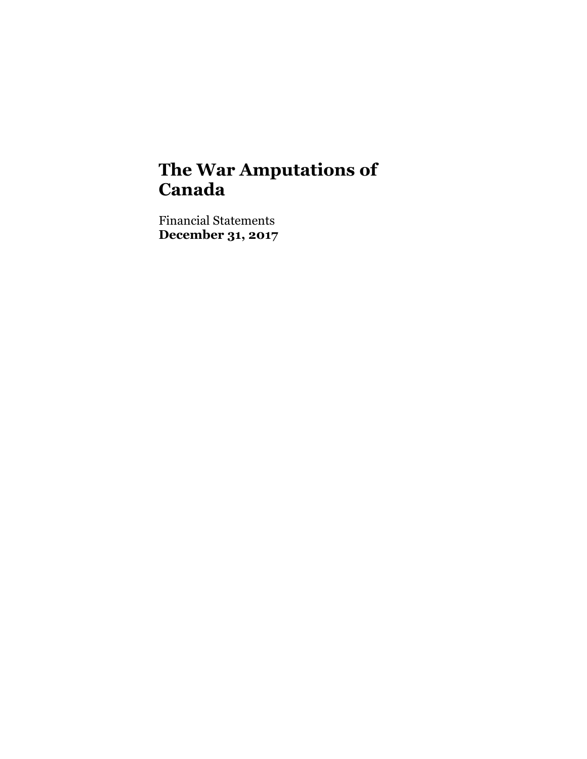# The War Amputations of Canada

Financial Statements
**December 31, 2017**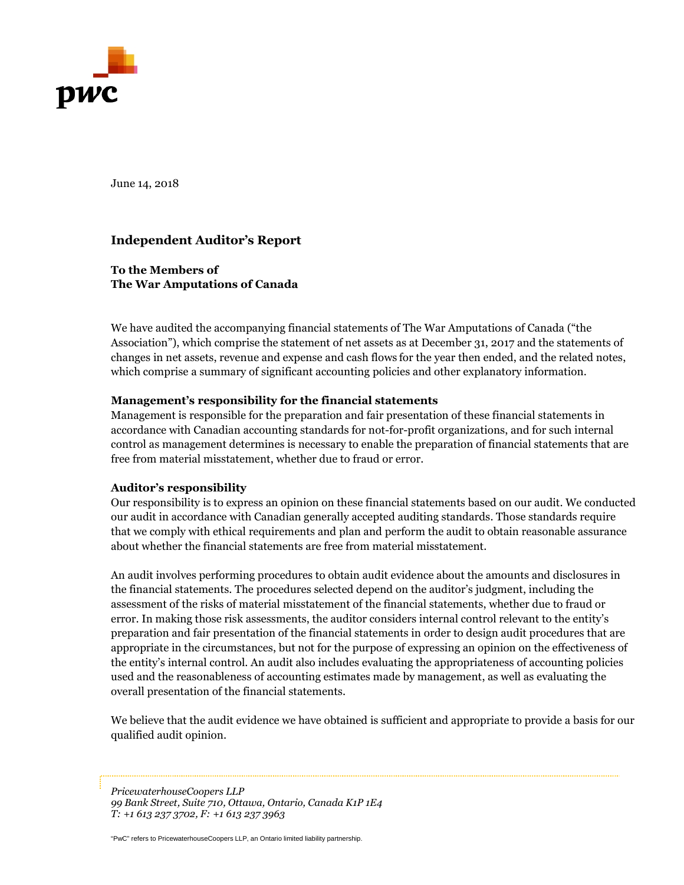June 14, 2018

## Independent Auditor's Report

**To the Members of**
**The War Amputations of Canada**

We have audited the accompanying financial statements of The War Amputations of Canada ("the Association"), which comprise the statement of net assets as at December 31, 2017 and the statements of changes in net assets, revenue and expense and cash flows for the year then ended, and the related notes, which comprise a summary of significant accounting policies and other explanatory information.

**Management's responsibility for the financial statements**
Management is responsible for the preparation and fair presentation of these financial statements in accordance with Canadian accounting standards for not-for-profit organizations, and for such internal control as management determines is necessary to enable the preparation of financial statements that are free from material misstatement, whether due to fraud or error.

**Auditor's responsibility**
Our responsibility is to express an opinion on these financial statements based on our audit. We conducted our audit in accordance with Canadian generally accepted auditing standards. Those standards require that we comply with ethical requirements and plan and perform the audit to obtain reasonable assurance about whether the financial statements are free from material misstatement.

An audit involves performing procedures to obtain audit evidence about the amounts and disclosures in the financial statements. The procedures selected depend on the auditor's judgment, including the assessment of the risks of material misstatement of the financial statements, whether due to fraud or error. In making those risk assessments, the auditor considers internal control relevant to the entity's preparation and fair presentation of the financial statements in order to design audit procedures that are appropriate in the circumstances, but not for the purpose of expressing an opinion on the effectiveness of the entity's internal control. An audit also includes evaluating the appropriateness of accounting policies used and the reasonableness of accounting estimates made by management, as well as evaluating the overall presentation of the financial statements.

We believe that the audit evidence we have obtained is sufficient and appropriate to provide a basis for our qualified audit opinion.

*PricewaterhouseCoopers LLP*
*99 Bank Street, Suite 710, Ottawa, Ontario, Canada K1P 1E4*
*T: +1 613 237 3702, F: +1 613 237 3963*

"PwC" refers to PricewaterhouseCoopers LLP, an Ontario limited liability partnership.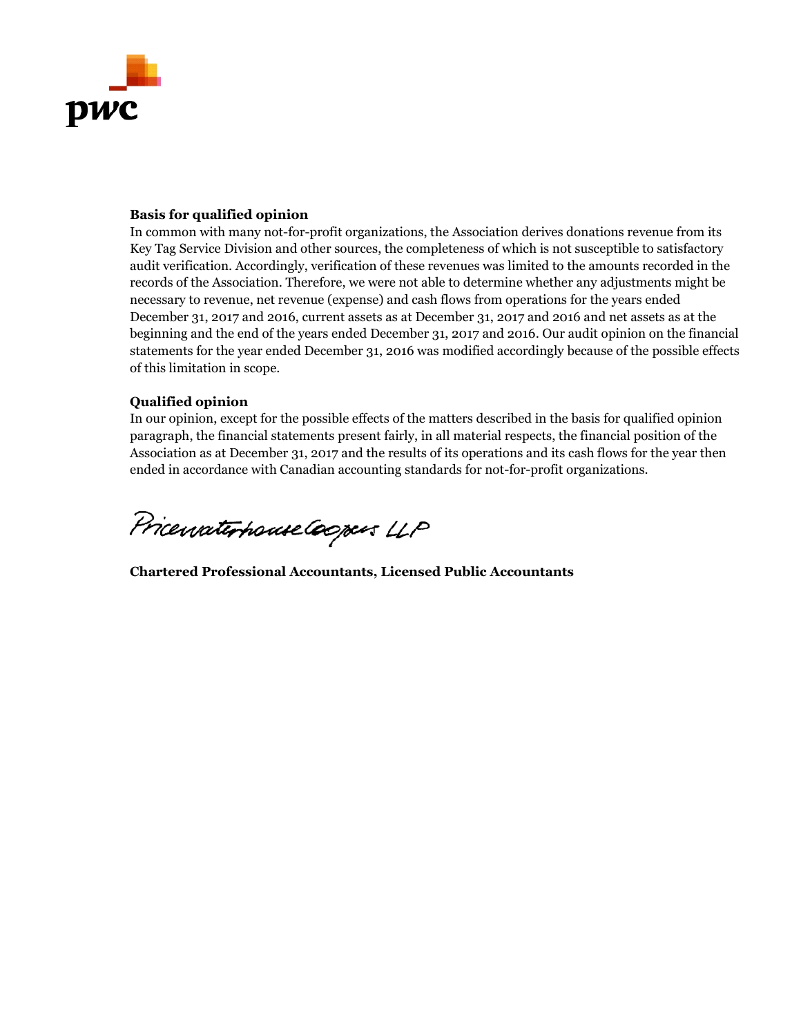**Basis for qualified opinion**

In common with many not-for-profit organizations, the Association derives donations revenue from its Key Tag Service Division and other sources, the completeness of which is not susceptible to satisfactory audit verification. Accordingly, verification of these revenues was limited to the amounts recorded in the records of the Association. Therefore, we were not able to determine whether any adjustments might be necessary to revenue, net revenue (expense) and cash flows from operations for the years ended December 31, 2017 and 2016, current assets as at December 31, 2017 and 2016 and net assets as at the beginning and the end of the years ended December 31, 2017 and 2016. Our audit opinion on the financial statements for the year ended December 31, 2016 was modified accordingly because of the possible effects of this limitation in scope.

**Qualified opinion**

In our opinion, except for the possible effects of the matters described in the basis for qualified opinion paragraph, the financial statements present fairly, in all material respects, the financial position of the Association as at December 31, 2017 and the results of its operations and its cash flows for the year then ended in accordance with Canadian accounting standards for not-for-profit organizations.

PricewaterhouseCoopers LLP

**Chartered Professional Accountants, Licensed Public Accountants**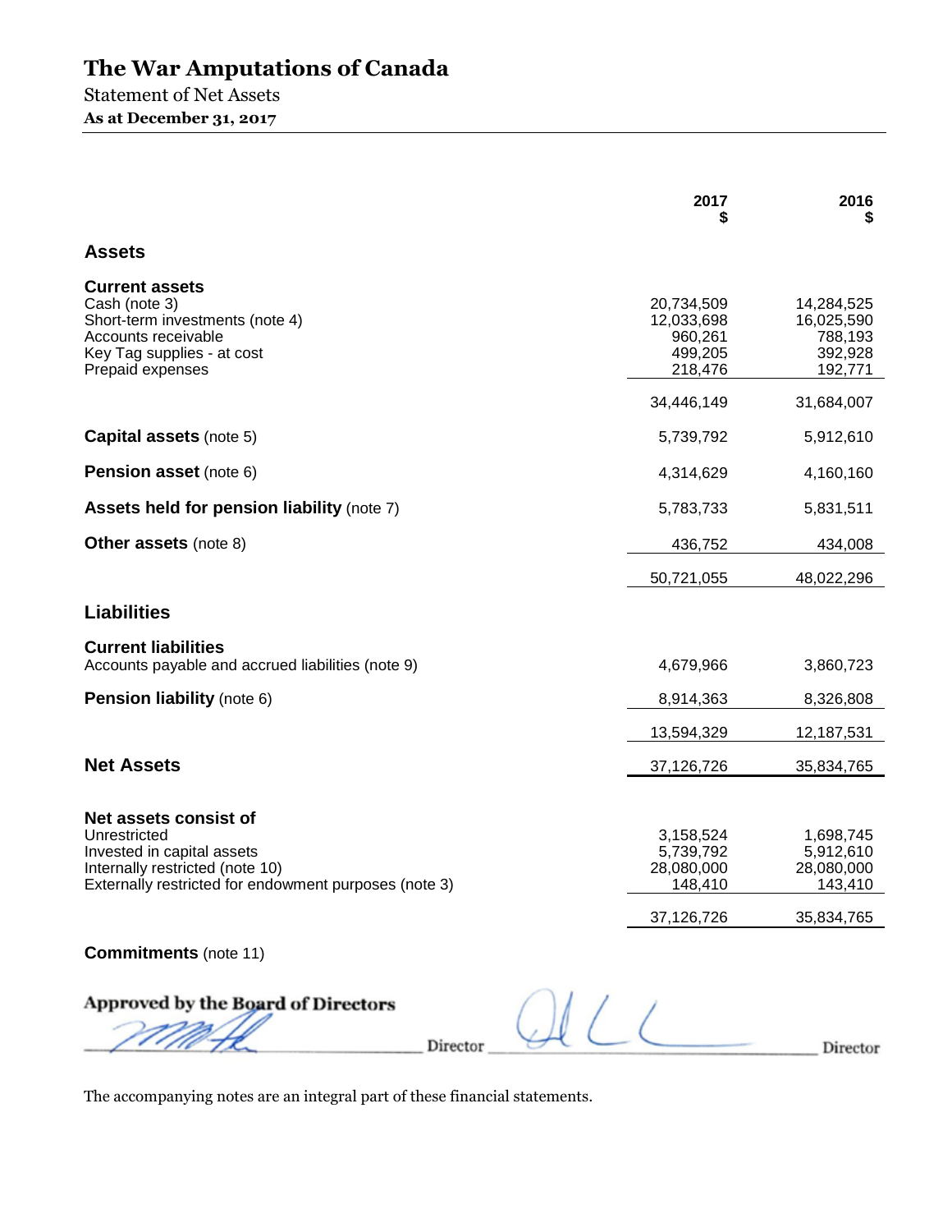# The War Amputations of Canada

Statement of Net Assets

**As at December 31, 2017**

| | 2017 $ | 2016 $ |
|---|---|---|
| **Assets** | | |
| **Current assets** | | |
| Cash (note 3) | 20,734,509 | 14,284,525 |
| Short-term investments (note 4) | 12,033,698 | 16,025,590 |
| Accounts receivable | 960,261 | 788,193 |
| Key Tag supplies - at cost | 499,205 | 392,928 |
| Prepaid expenses | 218,476 | 192,771 |
| | 34,446,149 | 31,684,007 |
| **Capital assets** (note 5) | 5,739,792 | 5,912,610 |
| **Pension asset** (note 6) | 4,314,629 | 4,160,160 |
| **Assets held for pension liability** (note 7) | 5,783,733 | 5,831,511 |
| **Other assets** (note 8) | 436,752 | 434,008 |
| | 50,721,055 | 48,022,296 |
| **Liabilities** | | |
| **Current liabilities** | | |
| Accounts payable and accrued liabilities (note 9) | 4,679,966 | 3,860,723 |
| **Pension liability** (note 6) | 8,914,363 | 8,326,808 |
| | 13,594,329 | 12,187,531 |
| **Net Assets** | 37,126,726 | 35,834,765 |
| **Net assets consist of** | | |
| Unrestricted | 3,158,524 | 1,698,745 |
| Invested in capital assets | 5,739,792 | 5,912,610 |
| Internally restricted (note 10) | 28,080,000 | 28,080,000 |
| Externally restricted for endowment purposes (note 3) | 148,410 | 143,410 |
| | 37,126,726 | 35,834,765 |

**Commitments** (note 11)

**Approved by the Board of Directors**

\_\_\_\_\_\_\_\_\_\_\_\_\_\_\_\_\_\_\_\_ Director \_\_\_\_\_\_\_\_\_\_\_\_\_\_\_\_\_\_\_\_ Director

The accompanying notes are an integral part of these financial statements.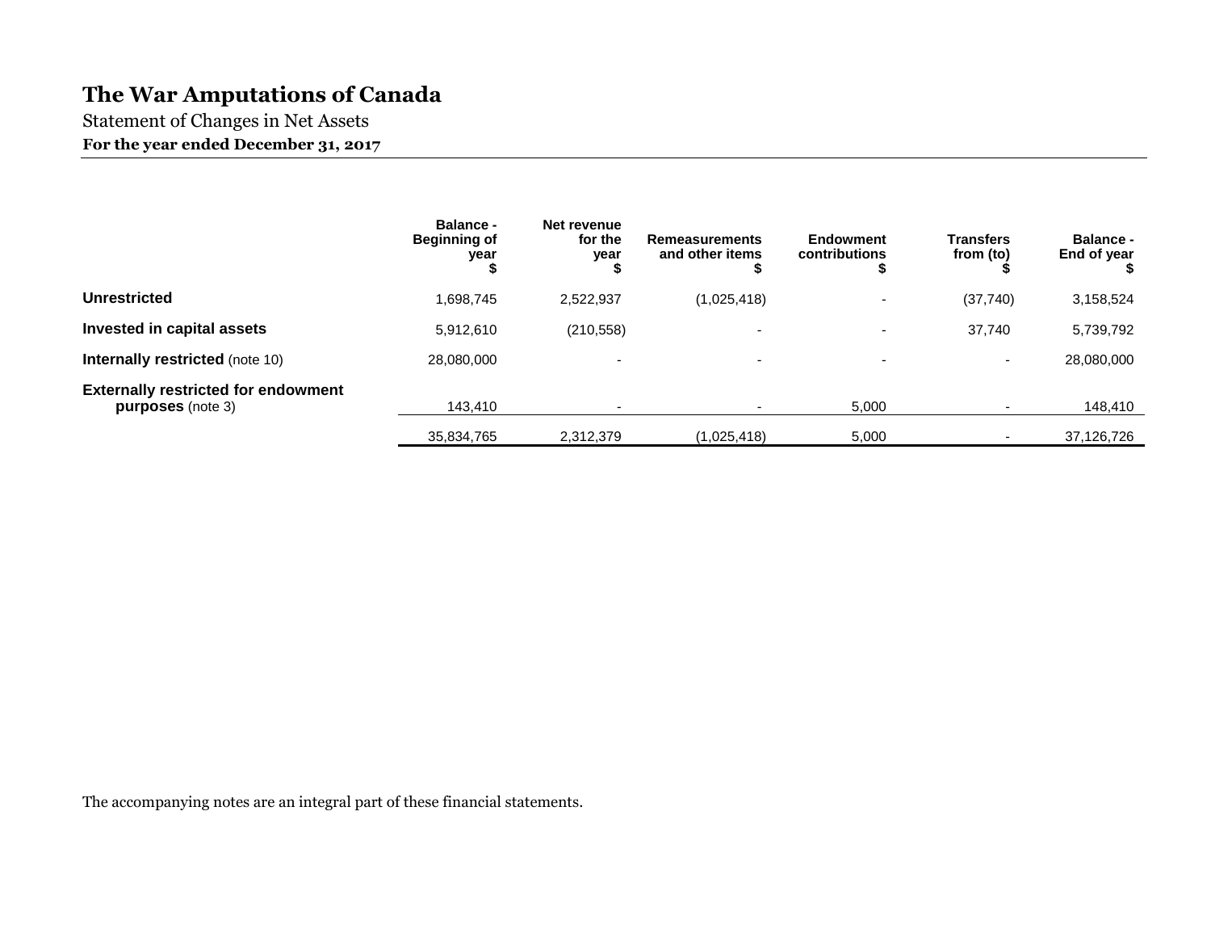# The War Amputations of Canada

Statement of Changes in Net Assets

**For the year ended December 31, 2017**

| | Balance - Beginning of year $ | Net revenue for the year $ | Remeasurements and other items $ | Endowment contributions $ | Transfers from (to) $ | Balance - End of year $ |
|---|---|---|---|---|---|---|
| **Unrestricted** | 1,698,745 | 2,522,937 | (1,025,418) | - | (37,740) | 3,158,524 |
| **Invested in capital assets** | 5,912,610 | (210,558) | - | - | 37,740 | 5,739,792 |
| **Internally restricted** (note 10) | 28,080,000 | - | - | - | - | 28,080,000 |
| **Externally restricted for endowment purposes** (note 3) | 143,410 | - | - | 5,000 | - | 148,410 |
| | 35,834,765 | 2,312,379 | (1,025,418) | 5,000 | - | 37,126,726 |

The accompanying notes are an integral part of these financial statements.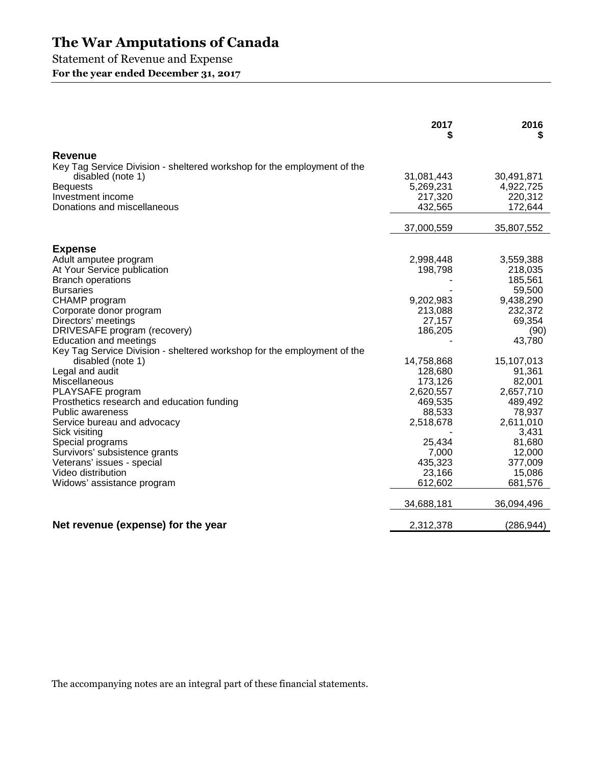# The War Amputations of Canada

Statement of Revenue and Expense

**For the year ended December 31, 2017**

| | 2017 $ | 2016 $ |
|---|---:|---:|
| **Revenue** | | |
| Key Tag Service Division - sheltered workshop for the employment of the disabled (note 1) | 31,081,443 | 30,491,871 |
| Bequests | 5,269,231 | 4,922,725 |
| Investment income | 217,320 | 220,312 |
| Donations and miscellaneous | 432,565 | 172,644 |
| | 37,000,559 | 35,807,552 |
| **Expense** | | |
| Adult amputee program | 2,998,448 | 3,559,388 |
| At Your Service publication | 198,798 | 218,035 |
| Branch operations | - | 185,561 |
| Bursaries | - | 59,500 |
| CHAMP program | 9,202,983 | 9,438,290 |
| Corporate donor program | 213,088 | 232,372 |
| Directors' meetings | 27,157 | 69,354 |
| DRIVESAFE program (recovery) | 186,205 | (90) |
| Education and meetings | - | 43,780 |
| Key Tag Service Division - sheltered workshop for the employment of the disabled (note 1) | 14,758,868 | 15,107,013 |
| Legal and audit | 128,680 | 91,361 |
| Miscellaneous | 173,126 | 82,001 |
| PLAYSAFE program | 2,620,557 | 2,657,710 |
| Prosthetics research and education funding | 469,535 | 489,492 |
| Public awareness | 88,533 | 78,937 |
| Service bureau and advocacy | 2,518,678 | 2,611,010 |
| Sick visiting | - | 3,431 |
| Special programs | 25,434 | 81,680 |
| Survivors' subsistence grants | 7,000 | 12,000 |
| Veterans' issues - special | 435,323 | 377,009 |
| Video distribution | 23,166 | 15,086 |
| Widows' assistance program | 612,602 | 681,576 |
| | 34,688,181 | 36,094,496 |
| **Net revenue (expense) for the year** | 2,312,378 | (286,944) |

The accompanying notes are an integral part of these financial statements.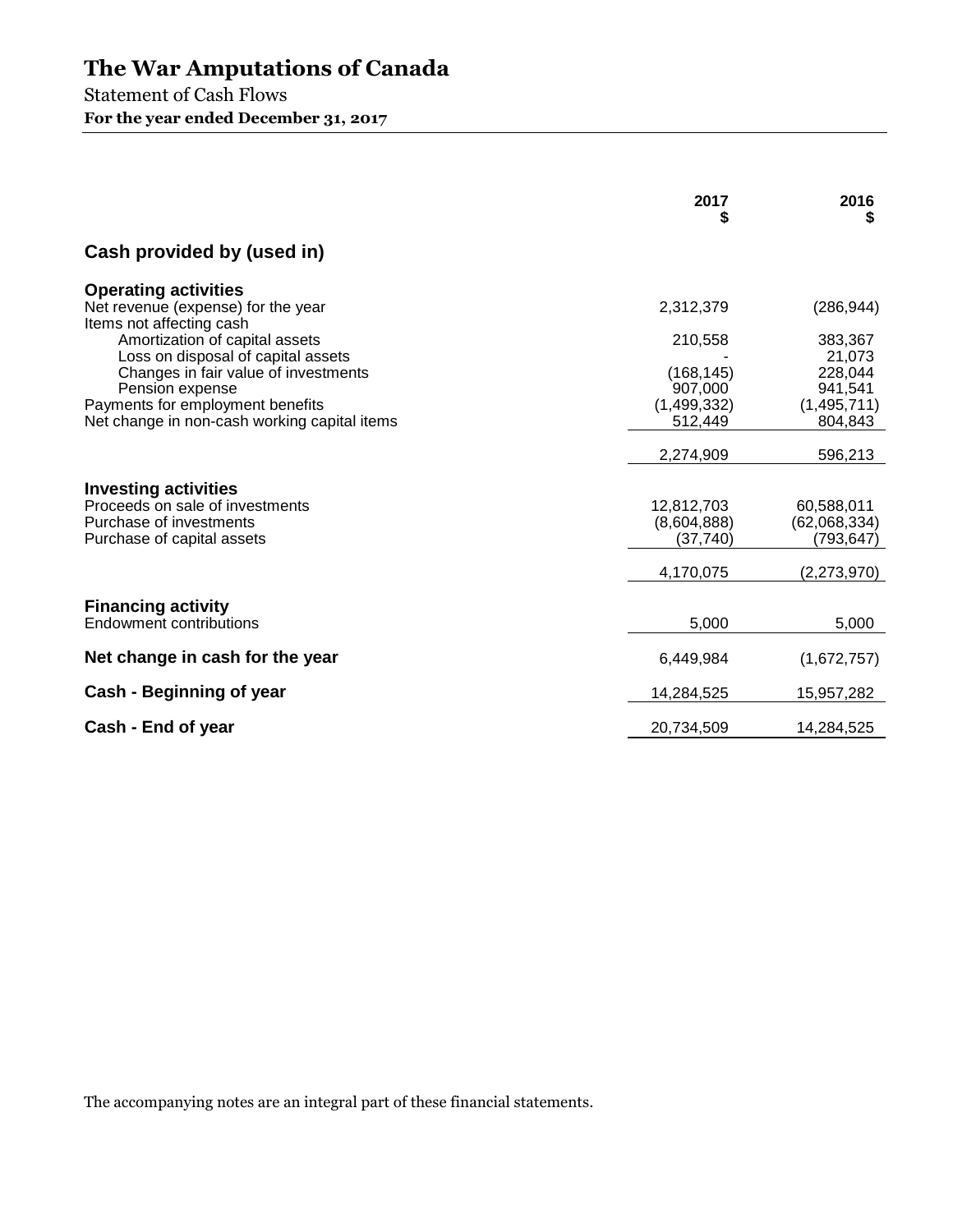# The War Amputations of Canada

Statement of Cash Flows

**For the year ended December 31, 2017**

| | 2017 $ | 2016 $ |
|---|---|---|
| **Cash provided by (used in)** | | |
| **Operating activities** | | |
| Net revenue (expense) for the year | 2,312,379 | (286,944) |
| Items not affecting cash | | |
| Amortization of capital assets | 210,558 | 383,367 |
| Loss on disposal of capital assets | - | 21,073 |
| Changes in fair value of investments | (168,145) | 228,044 |
| Pension expense | 907,000 | 941,541 |
| Payments for employment benefits | (1,499,332) | (1,495,711) |
| Net change in non-cash working capital items | 512,449 | 804,843 |
| | 2,274,909 | 596,213 |
| **Investing activities** | | |
| Proceeds on sale of investments | 12,812,703 | 60,588,011 |
| Purchase of investments | (8,604,888) | (62,068,334) |
| Purchase of capital assets | (37,740) | (793,647) |
| | 4,170,075 | (2,273,970) |
| **Financing activity** | | |
| Endowment contributions | 5,000 | 5,000 |
| **Net change in cash for the year** | 6,449,984 | (1,672,757) |
| **Cash - Beginning of year** | 14,284,525 | 15,957,282 |
| **Cash - End of year** | 20,734,509 | 14,284,525 |

The accompanying notes are an integral part of these financial statements.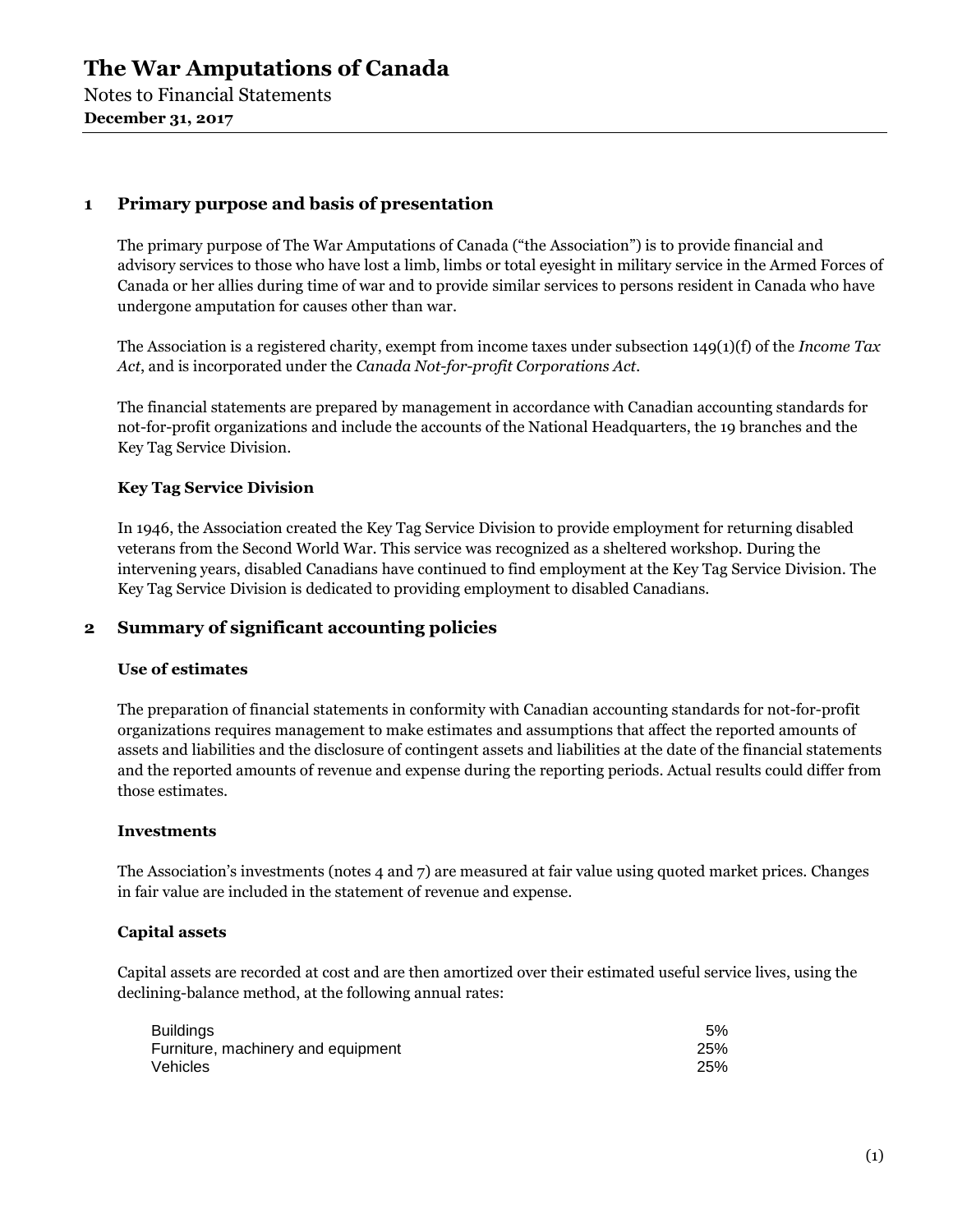# The War Amputations of Canada

Notes to Financial Statements

**December 31, 2017**

## 1 Primary purpose and basis of presentation

The primary purpose of The War Amputations of Canada ("the Association") is to provide financial and advisory services to those who have lost a limb, limbs or total eyesight in military service in the Armed Forces of Canada or her allies during time of war and to provide similar services to persons resident in Canada who have undergone amputation for causes other than war.

The Association is a registered charity, exempt from income taxes under subsection 149(1)(f) of the *Income Tax Act*, and is incorporated under the *Canada Not-for-profit Corporations Act*.

The financial statements are prepared by management in accordance with Canadian accounting standards for not-for-profit organizations and include the accounts of the National Headquarters, the 19 branches and the Key Tag Service Division.

### Key Tag Service Division

In 1946, the Association created the Key Tag Service Division to provide employment for returning disabled veterans from the Second World War. This service was recognized as a sheltered workshop. During the intervening years, disabled Canadians have continued to find employment at the Key Tag Service Division. The Key Tag Service Division is dedicated to providing employment to disabled Canadians.

## 2 Summary of significant accounting policies

### Use of estimates

The preparation of financial statements in conformity with Canadian accounting standards for not-for-profit organizations requires management to make estimates and assumptions that affect the reported amounts of assets and liabilities and the disclosure of contingent assets and liabilities at the date of the financial statements and the reported amounts of revenue and expense during the reporting periods. Actual results could differ from those estimates.

### Investments

The Association's investments (notes 4 and 7) are measured at fair value using quoted market prices. Changes in fair value are included in the statement of revenue and expense.

### Capital assets

Capital assets are recorded at cost and are then amortized over their estimated useful service lives, using the declining-balance method, at the following annual rates:

| | |
|---|---|
| Buildings | 5% |
| Furniture, machinery and equipment | 25% |
| Vehicles | 25% |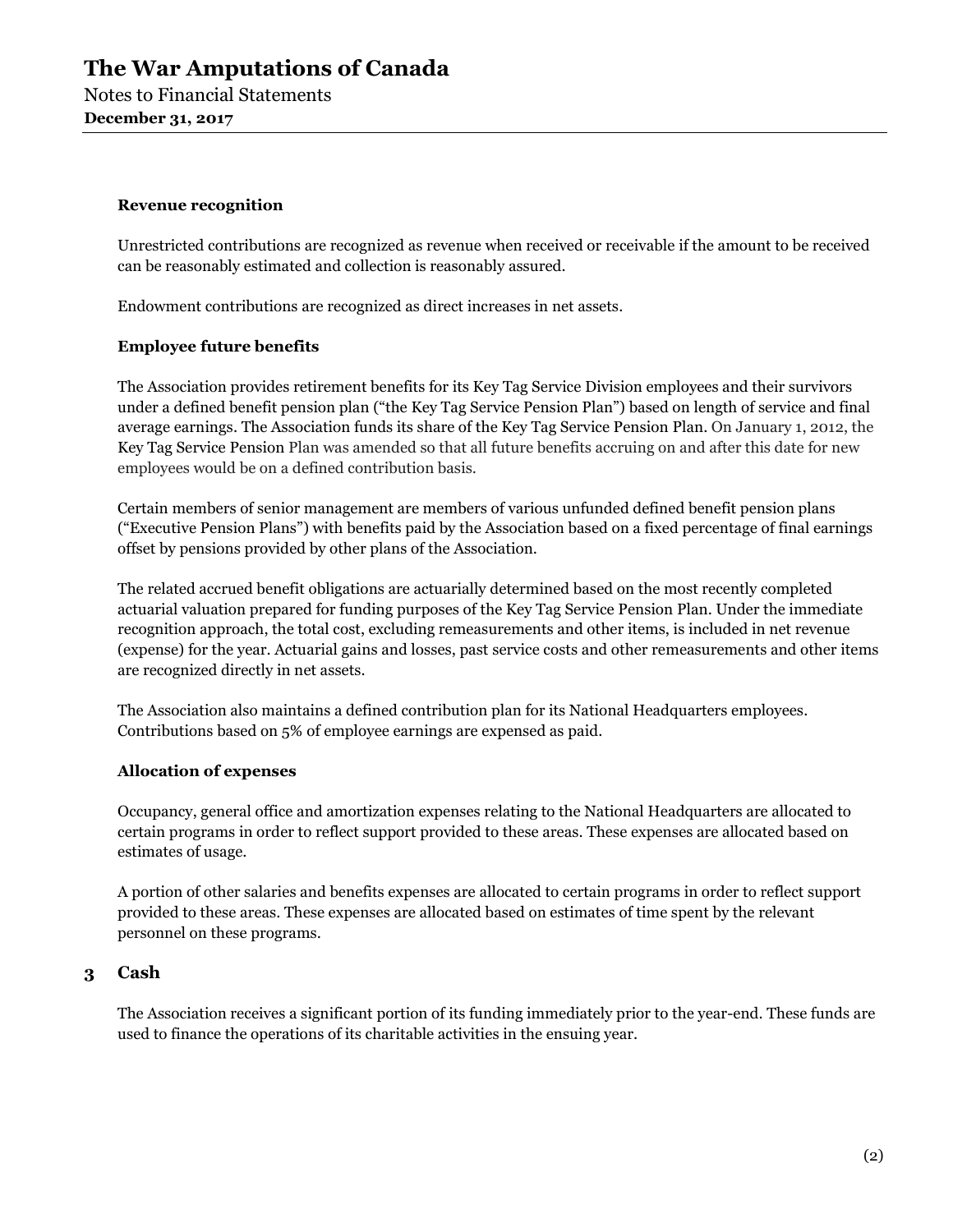**Revenue recognition**

Unrestricted contributions are recognized as revenue when received or receivable if the amount to be received can be reasonably estimated and collection is reasonably assured.

Endowment contributions are recognized as direct increases in net assets.

**Employee future benefits**

The Association provides retirement benefits for its Key Tag Service Division employees and their survivors under a defined benefit pension plan ("the Key Tag Service Pension Plan") based on length of service and final average earnings. The Association funds its share of the Key Tag Service Pension Plan. On January 1, 2012, the Key Tag Service Pension Plan was amended so that all future benefits accruing on and after this date for new employees would be on a defined contribution basis.

Certain members of senior management are members of various unfunded defined benefit pension plans ("Executive Pension Plans") with benefits paid by the Association based on a fixed percentage of final earnings offset by pensions provided by other plans of the Association.

The related accrued benefit obligations are actuarially determined based on the most recently completed actuarial valuation prepared for funding purposes of the Key Tag Service Pension Plan. Under the immediate recognition approach, the total cost, excluding remeasurements and other items, is included in net revenue (expense) for the year. Actuarial gains and losses, past service costs and other remeasurements and other items are recognized directly in net assets.

The Association also maintains a defined contribution plan for its National Headquarters employees. Contributions based on 5% of employee earnings are expensed as paid.

**Allocation of expenses**

Occupancy, general office and amortization expenses relating to the National Headquarters are allocated to certain programs in order to reflect support provided to these areas. These expenses are allocated based on estimates of usage.

A portion of other salaries and benefits expenses are allocated to certain programs in order to reflect support provided to these areas. These expenses are allocated based on estimates of time spent by the relevant personnel on these programs.

## 3 Cash

The Association receives a significant portion of its funding immediately prior to the year-end. These funds are used to finance the operations of its charitable activities in the ensuing year.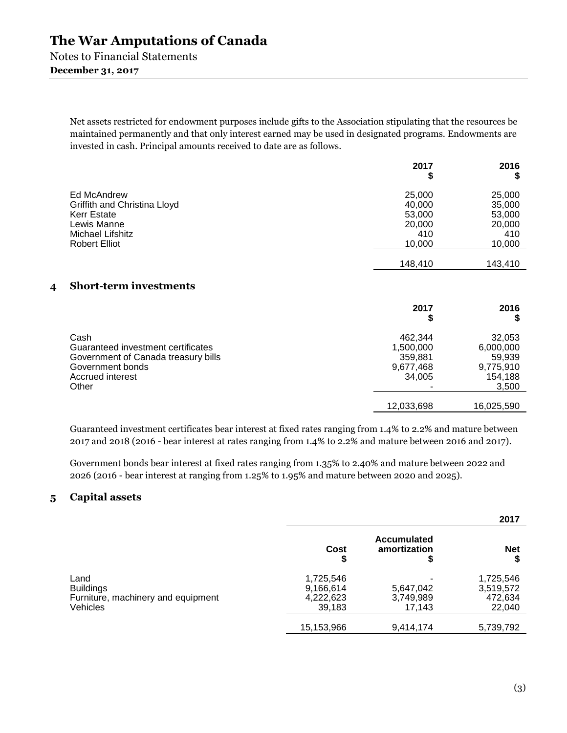Net assets restricted for endowment purposes include gifts to the Association stipulating that the resources be maintained permanently and that only interest earned may be used in designated programs. Endowments are invested in cash. Principal amounts received to date are as follows.

| | 2017<br>$ | 2016<br>$ |
|---|---|---|
| Ed McAndrew | 25,000 | 25,000 |
| Griffith and Christina Lloyd | 40,000 | 35,000 |
| Kerr Estate | 53,000 | 53,000 |
| Lewis Manne | 20,000 | 20,000 |
| Michael Lifshitz | 410 | 410 |
| Robert Elliot | 10,000 | 10,000 |
| | 148,410 | 143,410 |

## 4 Short-term investments

| | 2017<br>$ | 2016<br>$ |
|---|---|---|
| Cash | 462,344 | 32,053 |
| Guaranteed investment certificates | 1,500,000 | 6,000,000 |
| Government of Canada treasury bills | 359,881 | 59,939 |
| Government bonds | 9,677,468 | 9,775,910 |
| Accrued interest | 34,005 | 154,188 |
| Other | - | 3,500 |
| | 12,033,698 | 16,025,590 |

Guaranteed investment certificates bear interest at fixed rates ranging from 1.4% to 2.2% and mature between 2017 and 2018 (2016 - bear interest at rates ranging from 1.4% to 2.2% and mature between 2016 and 2017).

Government bonds bear interest at fixed rates ranging from 1.35% to 2.40% and mature between 2022 and 2026 (2016 - bear interest at ranging from 1.25% to 1.95% and mature between 2020 and 2025).

## 5 Capital assets

| | | | 2017 |
|---|---|---|---|
| | Cost<br>$ | Accumulated amortization<br>$ | Net<br>$ |
| Land | 1,725,546 | - | 1,725,546 |
| Buildings | 9,166,614 | 5,647,042 | 3,519,572 |
| Furniture, machinery and equipment | 4,222,623 | 3,749,989 | 472,634 |
| Vehicles | 39,183 | 17,143 | 22,040 |
| | 15,153,966 | 9,414,174 | 5,739,792 |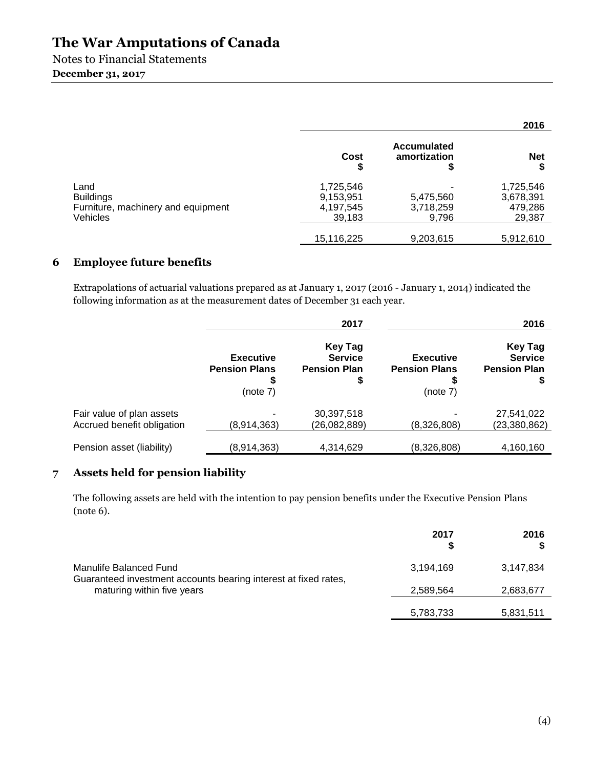|  | 2016 |  |  |
|---|---|---|---|
|  | Cost<br>$ | Accumulated amortization<br>$ | Net<br>$ |
| Land | 1,725,546 | - | 1,725,546 |
| Buildings | 9,153,951 | 5,475,560 | 3,678,391 |
| Furniture, machinery and equipment | 4,197,545 | 3,718,259 | 479,286 |
| Vehicles | 39,183 | 9,796 | 29,387 |
|  | 15,116,225 | 9,203,615 | 5,912,610 |

## 6 Employee future benefits

Extrapolations of actuarial valuations prepared as at January 1, 2017 (2016 - January 1, 2014) indicated the following information as at the measurement dates of December 31 each year.

|  | 2017 |  | 2016 |  |
|---|---|---|---|---|
|  | Executive Pension Plans<br>$<br>(note 7) | Key Tag Service Pension Plan<br>$ | Executive Pension Plans<br>$<br>(note 7) | Key Tag Service Pension Plan<br>$ |
| Fair value of plan assets | - | 30,397,518 | - | 27,541,022 |
| Accrued benefit obligation | (8,914,363) | (26,082,889) | (8,326,808) | (23,380,862) |
| Pension asset (liability) | (8,914,363) | 4,314,629 | (8,326,808) | 4,160,160 |

## 7 Assets held for pension liability

The following assets are held with the intention to pay pension benefits under the Executive Pension Plans (note 6).

|  | 2017<br>$ | 2016<br>$ |
|---|---|---|
| Manulife Balanced Fund | 3,194,169 | 3,147,834 |
| Guaranteed investment accounts bearing interest at fixed rates, maturing within five years | 2,589,564 | 2,683,677 |
|  | 5,783,733 | 5,831,511 |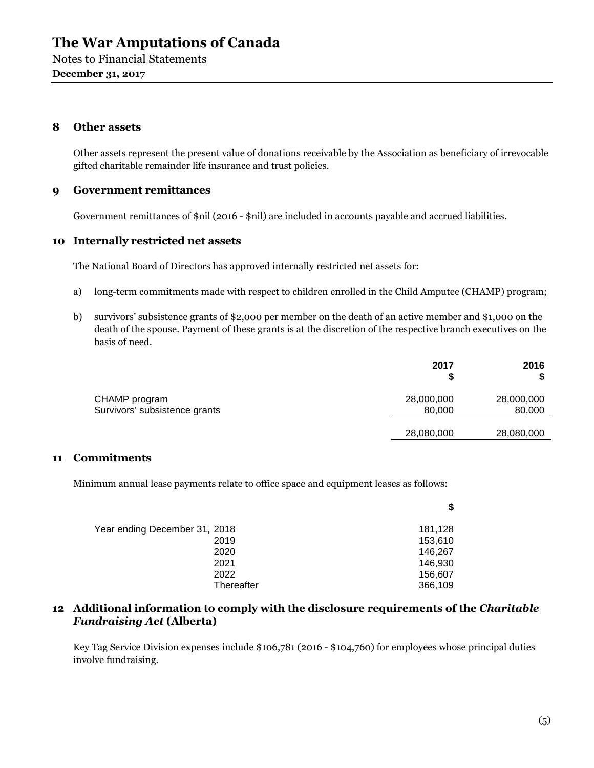# The War Amputations of Canada

Notes to Financial Statements

**December 31, 2017**

## 8 Other assets

Other assets represent the present value of donations receivable by the Association as beneficiary of irrevocable gifted charitable remainder life insurance and trust policies.

## 9 Government remittances

Government remittances of $nil (2016 - $nil) are included in accounts payable and accrued liabilities.

## 10 Internally restricted net assets

The National Board of Directors has approved internally restricted net assets for:

a) long-term commitments made with respect to children enrolled in the Child Amputee (CHAMP) program;

b) survivors' subsistence grants of $2,000 per member on the death of an active member and $1,000 on the death of the spouse. Payment of these grants is at the discretion of the respective branch executives on the basis of need.

| | 2017 $ | 2016 $ |
|---|---|---|
| CHAMP program | 28,000,000 | 28,000,000 |
| Survivors' subsistence grants | 80,000 | 80,000 |
| | 28,080,000 | 28,080,000 |

## 11 Commitments

Minimum annual lease payments relate to office space and equipment leases as follows:

| | $ |
|---|---|
| Year ending December 31, 2018 | 181,128 |
| 2019 | 153,610 |
| 2020 | 146,267 |
| 2021 | 146,930 |
| 2022 | 156,607 |
| Thereafter | 366,109 |

## 12 Additional information to comply with the disclosure requirements of the *Charitable Fundraising Act* (Alberta)

Key Tag Service Division expenses include $106,781 (2016 - $104,760) for employees whose principal duties involve fundraising.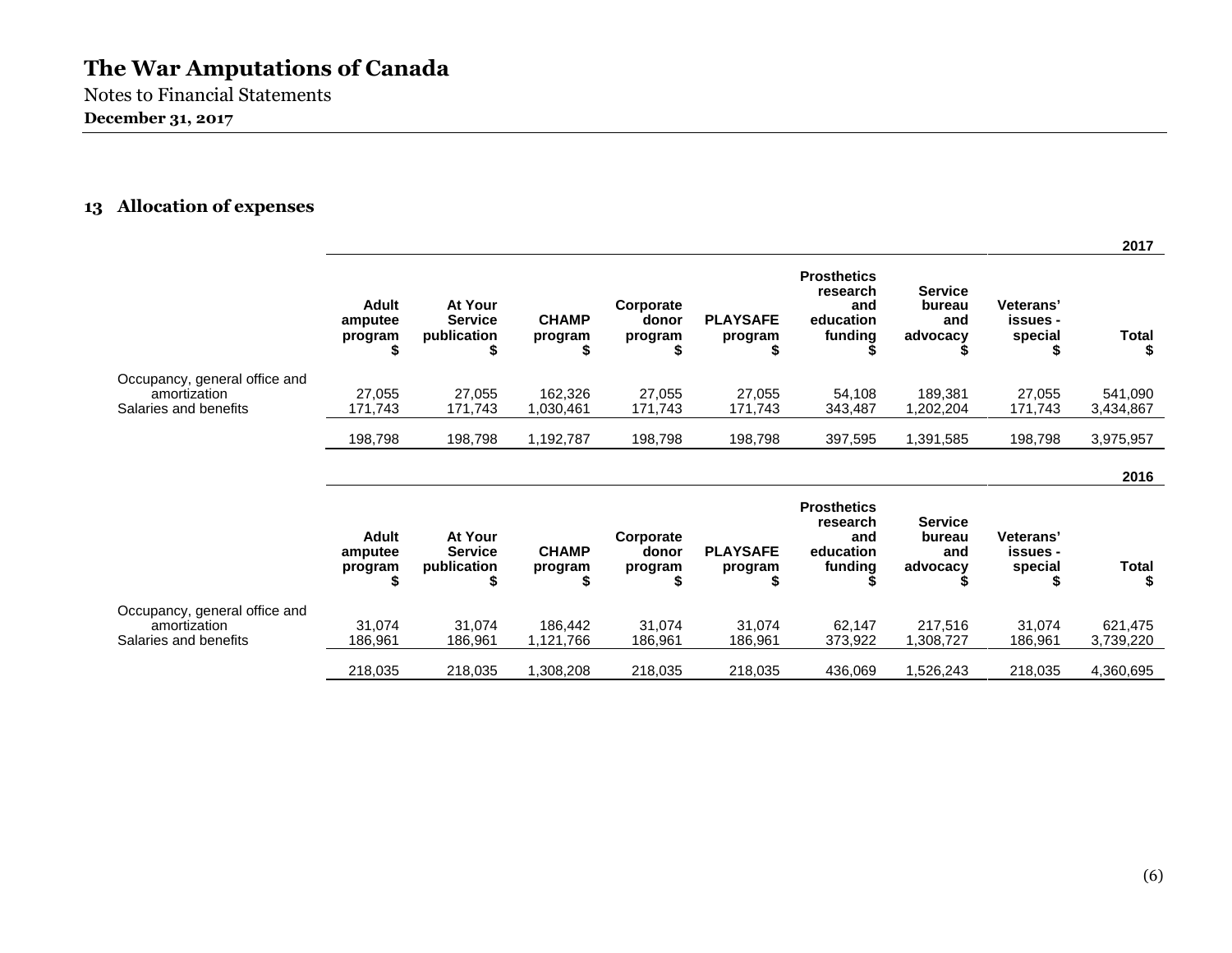# The War Amputations of Canada

Notes to Financial Statements

**December 31, 2017**

## 13 Allocation of expenses

| | | | | | | | | | 2017 |
|---|---|---|---|---|---|---|---|---|---|
| | **Adult amputee program $** | **At Your Service publication $** | **CHAMP program $** | **Corporate donor program $** | **PLAYSAFE program $** | **Prosthetics research and education funding $** | **Service bureau and advocacy $** | **Veterans' issues - special $** | **Total $** |
| Occupancy, general office and amortization | 27,055 | 27,055 | 162,326 | 27,055 | 27,055 | 54,108 | 189,381 | 27,055 | 541,090 |
| Salaries and benefits | 171,743 | 171,743 | 1,030,461 | 171,743 | 171,743 | 343,487 | 1,202,204 | 171,743 | 3,434,867 |
| | 198,798 | 198,798 | 1,192,787 | 198,798 | 198,798 | 397,595 | 1,391,585 | 198,798 | 3,975,957 |

| | | | | | | | | | 2016 |
|---|---|---|---|---|---|---|---|---|---|
| | **Adult amputee program $** | **At Your Service publication $** | **CHAMP program $** | **Corporate donor program $** | **PLAYSAFE program $** | **Prosthetics research and education funding $** | **Service bureau and advocacy $** | **Veterans' issues - special $** | **Total $** |
| Occupancy, general office and amortization | 31,074 | 31,074 | 186,442 | 31,074 | 31,074 | 62,147 | 217,516 | 31,074 | 621,475 |
| Salaries and benefits | 186,961 | 186,961 | 1,121,766 | 186,961 | 186,961 | 373,922 | 1,308,727 | 186,961 | 3,739,220 |
| | 218,035 | 218,035 | 1,308,208 | 218,035 | 218,035 | 436,069 | 1,526,243 | 218,035 | 4,360,695 |